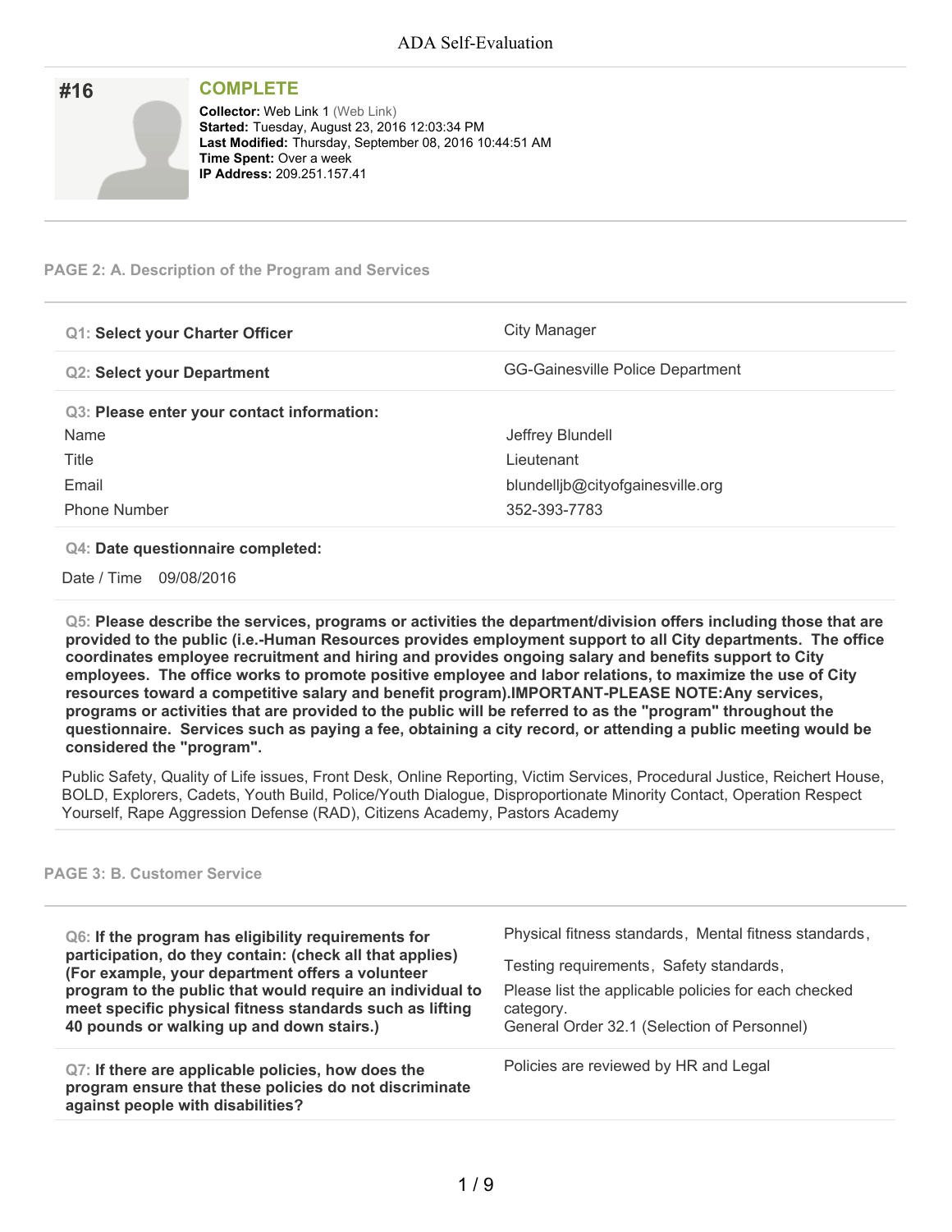# #16

## COMPLETE

**Collector:** Web Link 1 (Web Link)
**Started:** Tuesday, August 23, 2016 12:03:34 PM
**Last Modified:** Thursday, September 08, 2016 10:44:51 AM
**Time Spent:** Over a week
**IP Address:** 209.251.157.41

### PAGE 2: A. Description of the Program and Services

| | |
|---|---|
| **Q1: Select your Charter Officer** | City Manager |
| **Q2: Select your Department** | GG-Gainesville Police Department |

**Q3: Please enter your contact information:**

| | |
|---|---|
| Name | Jeffrey Blundell |
| Title | Lieutenant |
| Email | blundelljb@cityofgainesville.org |
| Phone Number | 352-393-7783 |

**Q4: Date questionnaire completed:**

Date / Time 09/08/2016

**Q5: Please describe the services, programs or activities the department/division offers including those that are provided to the public (i.e.-Human Resources provides employment support to all City departments. The office coordinates employee recruitment and hiring and provides ongoing salary and benefits support to City employees. The office works to promote positive employee and labor relations, to maximize the use of City resources toward a competitive salary and benefit program).IMPORTANT-PLEASE NOTE:Any services, programs or activities that are provided to the public will be referred to as the "program" throughout the questionnaire. Services such as paying a fee, obtaining a city record, or attending a public meeting would be considered the "program".**

Public Safety, Quality of Life issues, Front Desk, Online Reporting, Victim Services, Procedural Justice, Reichert House, BOLD, Explorers, Cadets, Youth Build, Police/Youth Dialogue, Disproportionate Minority Contact, Operation Respect Yourself, Rape Aggression Defense (RAD), Citizens Academy, Pastors Academy

### PAGE 3: B. Customer Service

| | |
|---|---|
| **Q6: If the program has eligibility requirements for participation, do they contain: (check all that applies) (For example, your department offers a volunteer program to the public that would require an individual to meet specific physical fitness standards such as lifting 40 pounds or walking up and down stairs.)** | Physical fitness standards, Mental fitness standards, Testing requirements, Safety standards, Please list the applicable policies for each checked category. General Order 32.1 (Selection of Personnel) |
| **Q7: If there are applicable policies, how does the program ensure that these policies do not discriminate against people with disabilities?** | Policies are reviewed by HR and Legal |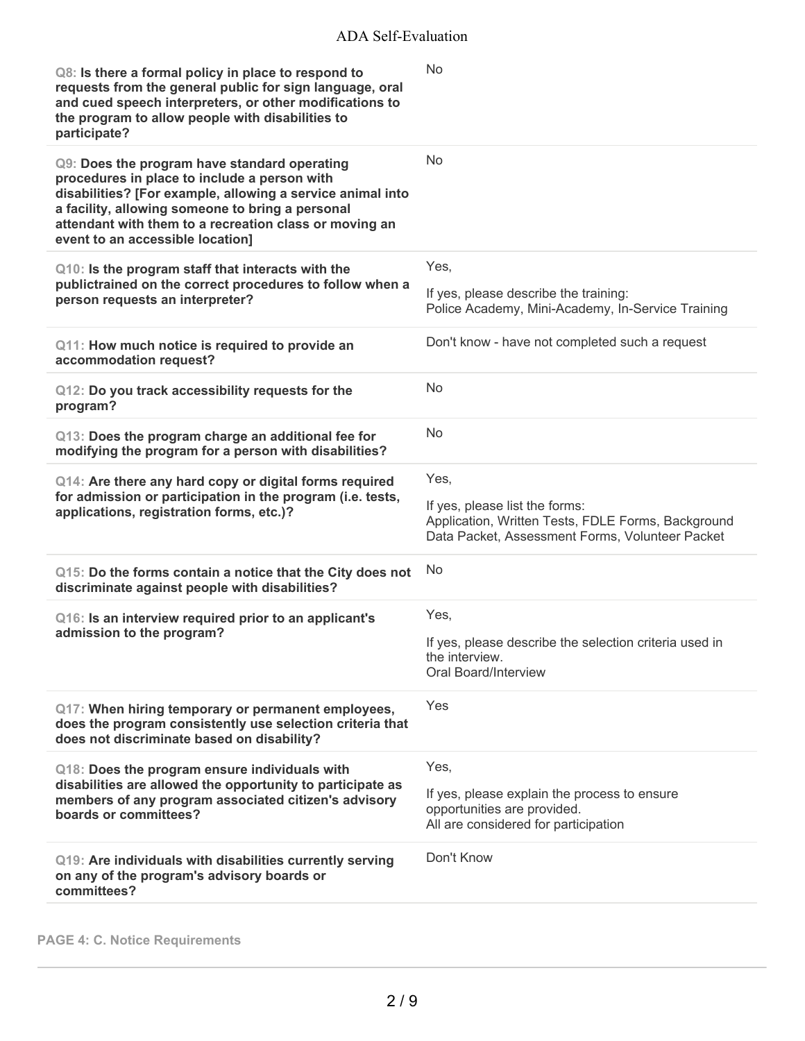| | |
|---|---|
| **Q8: Is there a formal policy in place to respond to requests from the general public for sign language, oral and cued speech interpreters, or other modifications to the program to allow people with disabilities to participate?** | No |
| **Q9: Does the program have standard operating procedures in place to include a person with disabilities? [For example, allowing a service animal into a facility, allowing someone to bring a personal attendant with them to a recreation class or moving an event to an accessible location]** | No |
| **Q10: Is the program staff that interacts with the publictrained on the correct procedures to follow when a person requests an interpreter?** | Yes,<br><br>If yes, please describe the training:<br>Police Academy, Mini-Academy, In-Service Training |
| **Q11: How much notice is required to provide an accommodation request?** | Don't know - have not completed such a request |
| **Q12: Do you track accessibility requests for the program?** | No |
| **Q13: Does the program charge an additional fee for modifying the program for a person with disabilities?** | No |
| **Q14: Are there any hard copy or digital forms required for admission or participation in the program (i.e. tests, applications, registration forms, etc.)?** | Yes,<br><br>If yes, please list the forms:<br>Application, Written Tests, FDLE Forms, Background Data Packet, Assessment Forms, Volunteer Packet |
| **Q15: Do the forms contain a notice that the City does not discriminate against people with disabilities?** | No |
| **Q16: Is an interview required prior to an applicant's admission to the program?** | Yes,<br><br>If yes, please describe the selection criteria used in the interview.<br>Oral Board/Interview |
| **Q17: When hiring temporary or permanent employees, does the program consistently use selection criteria that does not discriminate based on disability?** | Yes |
| **Q18: Does the program ensure individuals with disabilities are allowed the opportunity to participate as members of any program associated citizen's advisory boards or committees?** | Yes,<br><br>If yes, please explain the process to ensure opportunities are provided.<br>All are considered for participation |
| **Q19: Are individuals with disabilities currently serving on any of the program's advisory boards or committees?** | Don't Know |

**PAGE 4: C. Notice Requirements**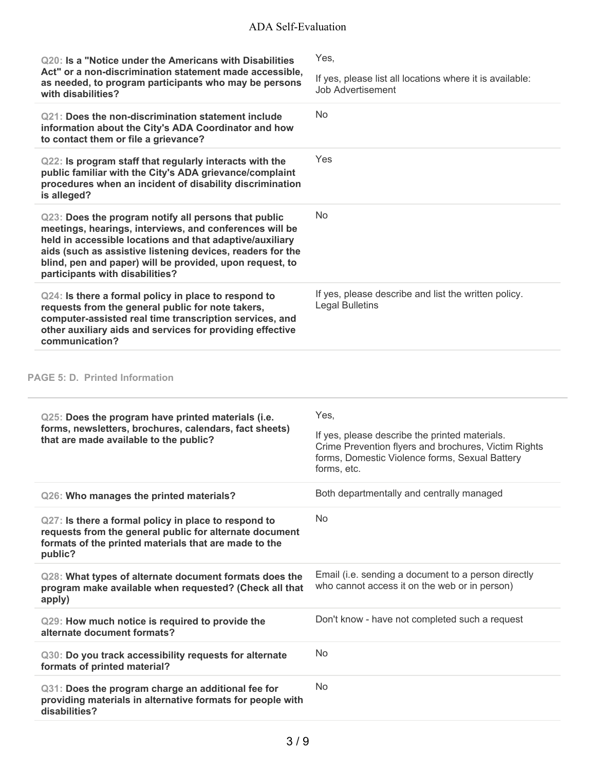| | |
|---|---|
| **Q20: Is a "Notice under the Americans with Disabilities Act" or a non-discrimination statement made accessible, as needed, to program participants who may be persons with disabilities?** | Yes,<br>If yes, please list all locations where it is available: Job Advertisement |
| **Q21: Does the non-discrimination statement include information about the City's ADA Coordinator and how to contact them or file a grievance?** | No |
| **Q22: Is program staff that regularly interacts with the public familiar with the City's ADA grievance/complaint procedures when an incident of disability discrimination is alleged?** | Yes |
| **Q23: Does the program notify all persons that public meetings, hearings, interviews, and conferences will be held in accessible locations and that adaptive/auxiliary aids (such as assistive listening devices, readers for the blind, pen and paper) will be provided, upon request, to participants with disabilities?** | No |
| **Q24: Is there a formal policy in place to respond to requests from the general public for note takers, computer-assisted real time transcription services, and other auxiliary aids and services for providing effective communication?** | If yes, please describe and list the written policy. Legal Bulletins |

## PAGE 5: D. Printed Information

| | |
|---|---|
| **Q25: Does the program have printed materials (i.e. forms, newsletters, brochures, calendars, fact sheets) that are made available to the public?** | Yes,<br>If yes, please describe the printed materials. Crime Prevention flyers and brochures, Victim Rights forms, Domestic Violence forms, Sexual Battery forms, etc. |
| **Q26: Who manages the printed materials?** | Both departmentally and centrally managed |
| **Q27: Is there a formal policy in place to respond to requests from the general public for alternate document formats of the printed materials that are made to the public?** | No |
| **Q28: What types of alternate document formats does the program make available when requested? (Check all that apply)** | Email (i.e. sending a document to a person directly who cannot access it on the web or in person) |
| **Q29: How much notice is required to provide the alternate document formats?** | Don't know - have not completed such a request |
| **Q30: Do you track accessibility requests for alternate formats of printed material?** | No |
| **Q31: Does the program charge an additional fee for providing materials in alternative formats for people with disabilities?** | No |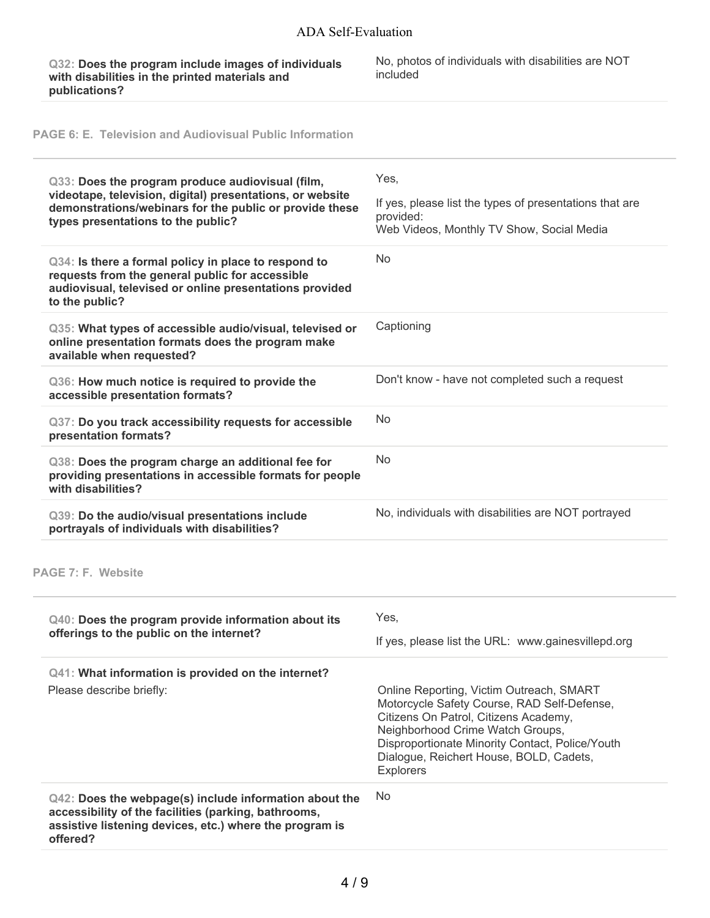| | |
|---|---|
| **Q32: Does the program include images of individuals with disabilities in the printed materials and publications?** | No, photos of individuals with disabilities are NOT included |

## PAGE 6: E. Television and Audiovisual Public Information

| | |
|---|---|
| **Q33: Does the program produce audiovisual (film, videotape, television, digital) presentations, or website demonstrations/webinars for the public or provide these types presentations to the public?** | Yes,<br>If yes, please list the types of presentations that are provided:<br>Web Videos, Monthly TV Show, Social Media |
| **Q34: Is there a formal policy in place to respond to requests from the general public for accessible audiovisual, televised or online presentations provided to the public?** | No |
| **Q35: What types of accessible audio/visual, televised or online presentation formats does the program make available when requested?** | Captioning |
| **Q36: How much notice is required to provide the accessible presentation formats?** | Don't know - have not completed such a request |
| **Q37: Do you track accessibility requests for accessible presentation formats?** | No |
| **Q38: Does the program charge an additional fee for providing presentations in accessible formats for people with disabilities?** | No |
| **Q39: Do the audio/visual presentations include portrayals of individuals with disabilities?** | No, individuals with disabilities are NOT portrayed |

## PAGE 7: F. Website

| | |
|---|---|
| **Q40: Does the program provide information about its offerings to the public on the internet?** | Yes,<br>If yes, please list the URL: www.gainesvillepd.org |
| **Q41: What information is provided on the internet?**<br>Please describe briefly: | Online Reporting, Victim Outreach, SMART Motorcycle Safety Course, RAD Self-Defense, Citizens On Patrol, Citizens Academy, Neighborhood Crime Watch Groups, Disproportionate Minority Contact, Police/Youth Dialogue, Reichert House, BOLD, Cadets, Explorers |
| **Q42: Does the webpage(s) include information about the accessibility of the facilities (parking, bathrooms, assistive listening devices, etc.) where the program is offered?** | No |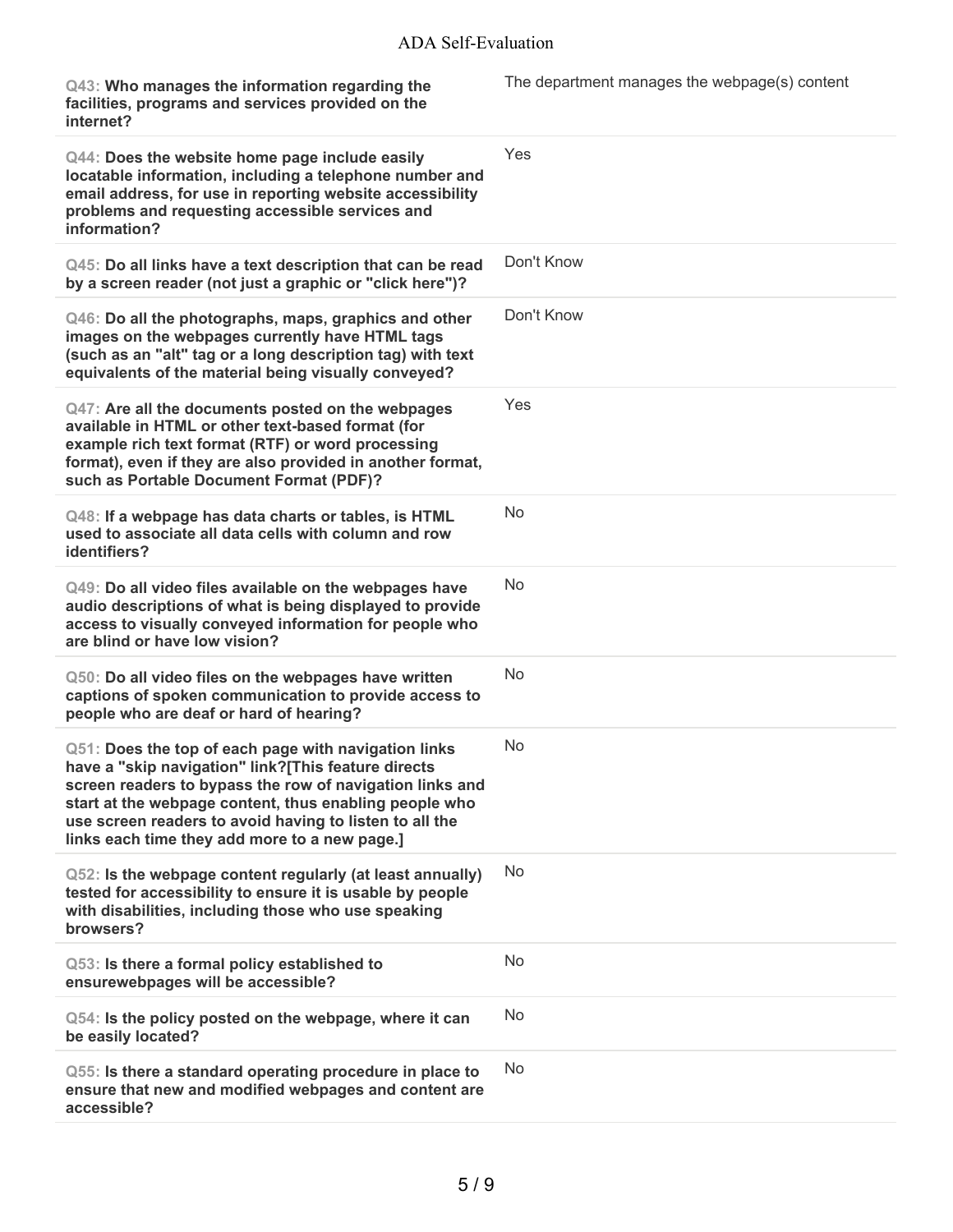| | |
|---|---|
| **Q43: Who manages the information regarding the facilities, programs and services provided on the internet?** | The department manages the webpage(s) content |
| **Q44: Does the website home page include easily locatable information, including a telephone number and email address, for use in reporting website accessibility problems and requesting accessible services and information?** | Yes |
| **Q45: Do all links have a text description that can be read by a screen reader (not just a graphic or "click here")?** | Don't Know |
| **Q46: Do all the photographs, maps, graphics and other images on the webpages currently have HTML tags (such as an "alt" tag or a long description tag) with text equivalents of the material being visually conveyed?** | Don't Know |
| **Q47: Are all the documents posted on the webpages available in HTML or other text-based format (for example rich text format (RTF) or word processing format), even if they are also provided in another format, such as Portable Document Format (PDF)?** | Yes |
| **Q48: If a webpage has data charts or tables, is HTML used to associate all data cells with column and row identifiers?** | No |
| **Q49: Do all video files available on the webpages have audio descriptions of what is being displayed to provide access to visually conveyed information for people who are blind or have low vision?** | No |
| **Q50: Do all video files on the webpages have written captions of spoken communication to provide access to people who are deaf or hard of hearing?** | No |
| **Q51: Does the top of each page with navigation links have a "skip navigation" link?[This feature directs screen readers to bypass the row of navigation links and start at the webpage content, thus enabling people who use screen readers to avoid having to listen to all the links each time they add more to a new page.]** | No |
| **Q52: Is the webpage content regularly (at least annually) tested for accessibility to ensure it is usable by people with disabilities, including those who use speaking browsers?** | No |
| **Q53: Is there a formal policy established to ensurewebpages will be accessible?** | No |
| **Q54: Is the policy posted on the webpage, where it can be easily located?** | No |
| **Q55: Is there a standard operating procedure in place to ensure that new and modified webpages and content are accessible?** | No |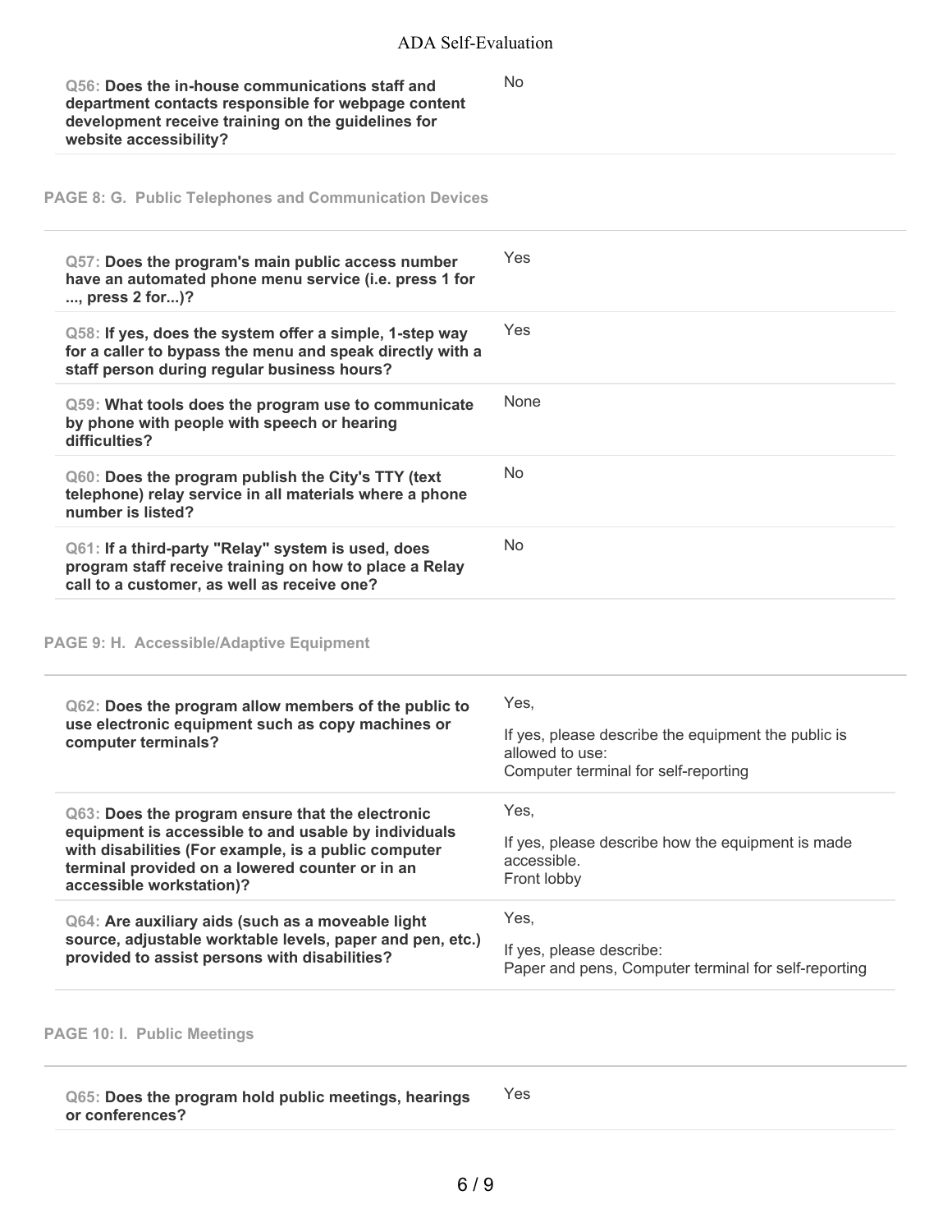| | |
|---|---|
| **Q56: Does the in-house communications staff and department contacts responsible for webpage content development receive training on the guidelines for website accessibility?** | No |

## PAGE 8: G. Public Telephones and Communication Devices

| | |
|---|---|
| **Q57: Does the program's main public access number have an automated phone menu service (i.e. press 1 for ..., press 2 for...)?** | Yes |
| **Q58: If yes, does the system offer a simple, 1-step way for a caller to bypass the menu and speak directly with a staff person during regular business hours?** | Yes |
| **Q59: What tools does the program use to communicate by phone with people with speech or hearing difficulties?** | None |
| **Q60: Does the program publish the City's TTY (text telephone) relay service in all materials where a phone number is listed?** | No |
| **Q61: If a third-party "Relay" system is used, does program staff receive training on how to place a Relay call to a customer, as well as receive one?** | No |

## PAGE 9: H. Accessible/Adaptive Equipment

| | |
|---|---|
| **Q62: Does the program allow members of the public to use electronic equipment such as copy machines or computer terminals?** | Yes,<br><br>If yes, please describe the equipment the public is allowed to use:<br>Computer terminal for self-reporting |
| **Q63: Does the program ensure that the electronic equipment is accessible to and usable by individuals with disabilities (For example, is a public computer terminal provided on a lowered counter or in an accessible workstation)?** | Yes,<br><br>If yes, please describe how the equipment is made accessible.<br>Front lobby |
| **Q64: Are auxiliary aids (such as a moveable light source, adjustable worktable levels, paper and pen, etc.) provided to assist persons with disabilities?** | Yes,<br><br>If yes, please describe:<br>Paper and pens, Computer terminal for self-reporting |

## PAGE 10: I. Public Meetings

| | |
|---|---|
| **Q65: Does the program hold public meetings, hearings or conferences?** | Yes |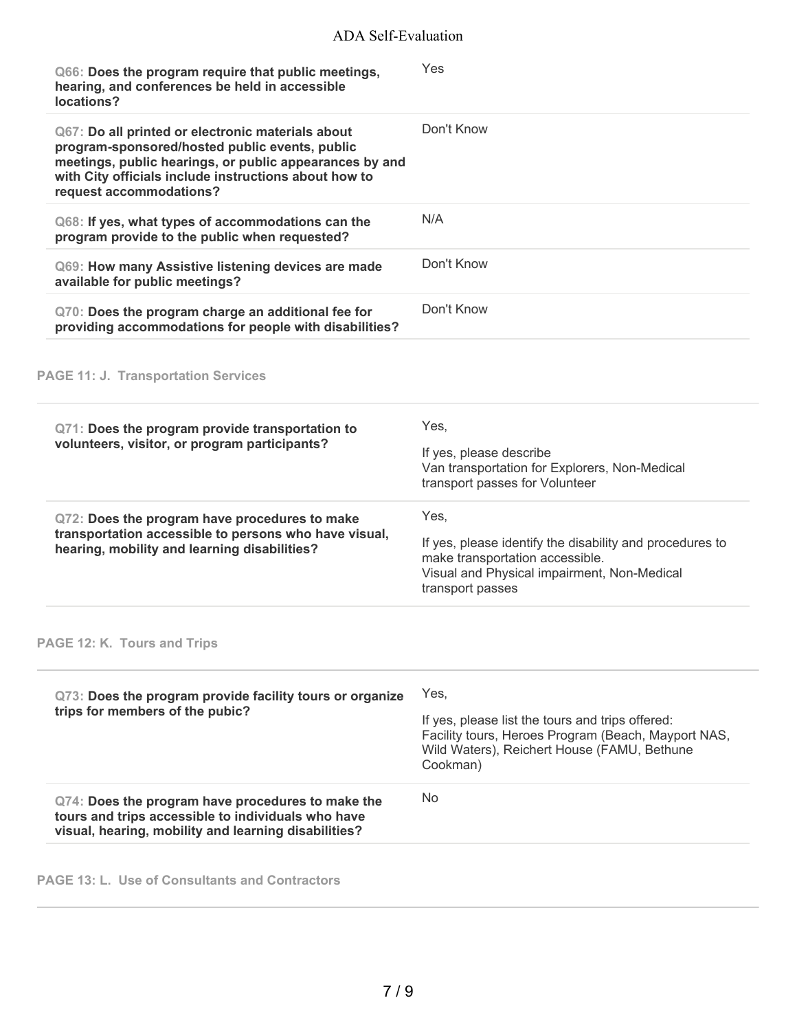| | |
|---|---|
| **Q66: Does the program require that public meetings, hearing, and conferences be held in accessible locations?** | Yes |
| **Q67: Do all printed or electronic materials about program-sponsored/hosted public events, public meetings, public hearings, or public appearances by and with City officials include instructions about how to request accommodations?** | Don't Know |
| **Q68: If yes, what types of accommodations can the program provide to the public when requested?** | N/A |
| **Q69: How many Assistive listening devices are made available for public meetings?** | Don't Know |
| **Q70: Does the program charge an additional fee for providing accommodations for people with disabilities?** | Don't Know |

## PAGE 11: J. Transportation Services

| | |
|---|---|
| **Q71: Does the program provide transportation to volunteers, visitor, or program participants?** | Yes,<br><br>If yes, please describe<br>Van transportation for Explorers, Non-Medical transport passes for Volunteer |
| **Q72: Does the program have procedures to make transportation accessible to persons who have visual, hearing, mobility and learning disabilities?** | Yes,<br><br>If yes, please identify the disability and procedures to make transportation accessible.<br>Visual and Physical impairment, Non-Medical transport passes |

## PAGE 12: K. Tours and Trips

| | |
|---|---|
| **Q73: Does the program provide facility tours or organize trips for members of the pubic?** | Yes,<br><br>If yes, please list the tours and trips offered:<br>Facility tours, Heroes Program (Beach, Mayport NAS, Wild Waters), Reichert House (FAMU, Bethune Cookman) |
| **Q74: Does the program have procedures to make the tours and trips accessible to individuals who have visual, hearing, mobility and learning disabilities?** | No |

## PAGE 13: L. Use of Consultants and Contractors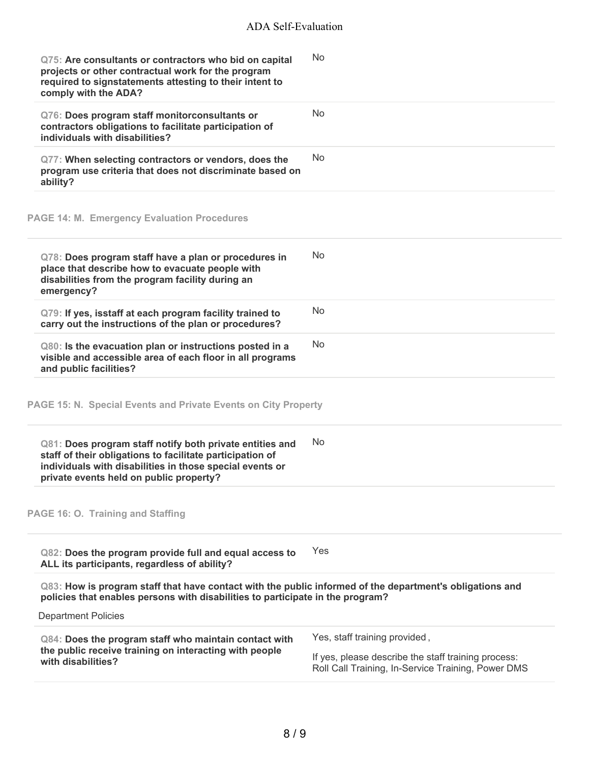| | |
|---|---|
| **Q75: Are consultants or contractors who bid on capital projects or other contractual work for the program required to signstatements attesting to their intent to comply with the ADA?** | No |
| **Q76: Does program staff monitorconsultants or contractors obligations to facilitate participation of individuals with disabilities?** | No |
| **Q77: When selecting contractors or vendors, does the program use criteria that does not discriminate based on ability?** | No |

## PAGE 14: M. Emergency Evaluation Procedures

| | |
|---|---|
| **Q78: Does program staff have a plan or procedures in place that describe how to evacuate people with disabilities from the program facility during an emergency?** | No |
| **Q79: If yes, isstaff at each program facility trained to carry out the instructions of the plan or procedures?** | No |
| **Q80: Is the evacuation plan or instructions posted in a visible and accessible area of each floor in all programs and public facilities?** | No |

## PAGE 15: N. Special Events and Private Events on City Property

| | |
|---|---|
| **Q81: Does program staff notify both private entities and staff of their obligations to facilitate participation of individuals with disabilities in those special events or private events held on public property?** | No |

## PAGE 16: O. Training and Staffing

| | |
|---|---|
| **Q82: Does the program provide full and equal access to ALL its participants, regardless of ability?** | Yes |

**Q83: How is program staff that have contact with the public informed of the department's obligations and policies that enables persons with disabilities to participate in the program?**

Department Policies

| | |
|---|---|
| **Q84: Does the program staff who maintain contact with the public receive training on interacting with people with disabilities?** | Yes, staff training provided ,<br><br>If yes, please describe the staff training process: Roll Call Training, In-Service Training, Power DMS |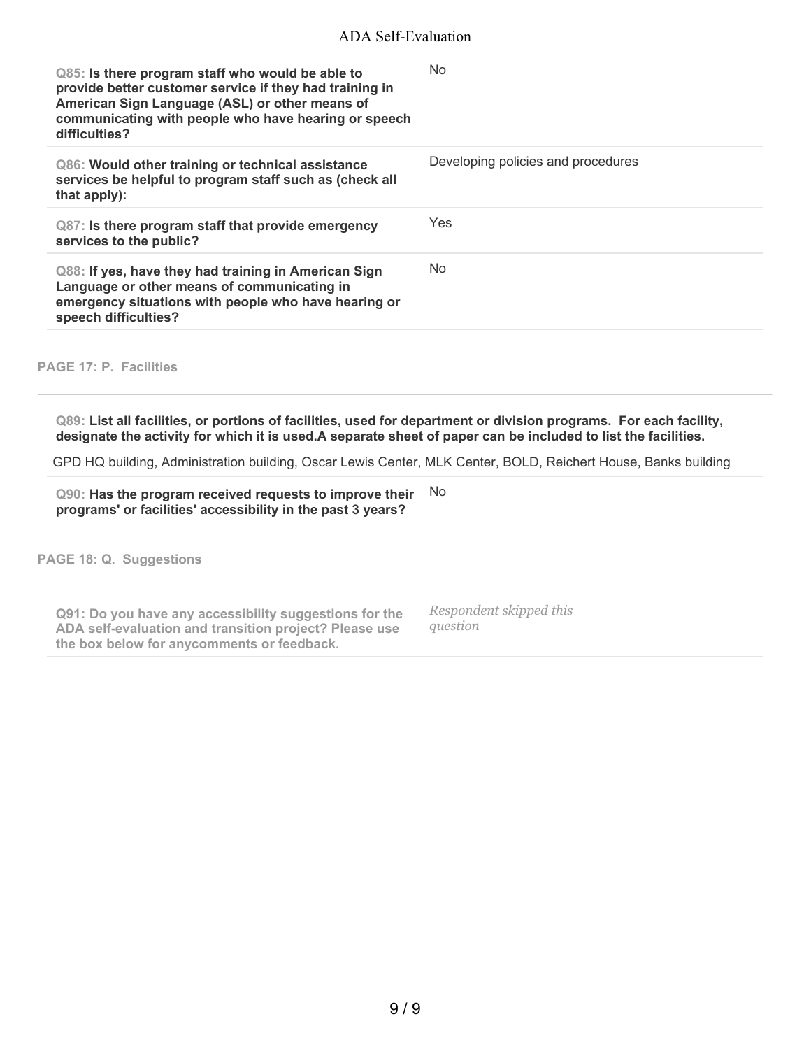| | |
|---|---|
| **Q85: Is there program staff who would be able to provide better customer service if they had training in American Sign Language (ASL) or other means of communicating with people who have hearing or speech difficulties?** | No |
| **Q86: Would other training or technical assistance services be helpful to program staff such as (check all that apply):** | Developing policies and procedures |
| **Q87: Is there program staff that provide emergency services to the public?** | Yes |
| **Q88: If yes, have they had training in American Sign Language or other means of communicating in emergency situations with people who have hearing or speech difficulties?** | No |

## PAGE 17: P. Facilities

**Q89: List all facilities, or portions of facilities, used for department or division programs. For each facility, designate the activity for which it is used.A separate sheet of paper can be included to list the facilities.**

GPD HQ building, Administration building, Oscar Lewis Center, MLK Center, BOLD, Reichert House, Banks building

| | |
|---|---|
| **Q90: Has the program received requests to improve their programs' or facilities' accessibility in the past 3 years?** | No |

## PAGE 18: Q. Suggestions

| | |
|---|---|
| **Q91: Do you have any accessibility suggestions for the ADA self-evaluation and transition project? Please use the box below for anycomments or feedback.** | *Respondent skipped this question* |